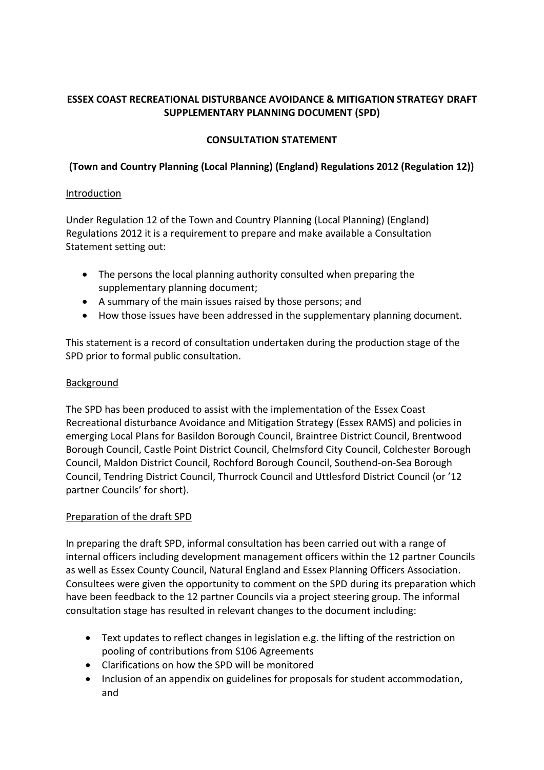**ESSEX COAST RECREATIONAL DISTURBANCE AVOIDANCE & MITIGATION STRATEGY DRAFT SUPPLEMENTARY PLANNING DOCUMENT (SPD)**

**CONSULTATION STATEMENT**

**(Town and Country Planning (Local Planning) (England) Regulations 2012 (Regulation 12))**

<u>Introduction</u>

Under Regulation 12 of the Town and Country Planning (Local Planning) (England) Regulations 2012 it is a requirement to prepare and make available a Consultation Statement setting out:

- The persons the local planning authority consulted when preparing the supplementary planning document;
- A summary of the main issues raised by those persons; and
- How those issues have been addressed in the supplementary planning document.

This statement is a record of consultation undertaken during the production stage of the SPD prior to formal public consultation.

<u>Background</u>

The SPD has been produced to assist with the implementation of the Essex Coast Recreational disturbance Avoidance and Mitigation Strategy (Essex RAMS) and policies in emerging Local Plans for Basildon Borough Council, Braintree District Council, Brentwood Borough Council, Castle Point District Council, Chelmsford City Council, Colchester Borough Council, Maldon District Council, Rochford Borough Council, Southend-on-Sea Borough Council, Tendring District Council, Thurrock Council and Uttlesford District Council (or '12 partner Councils' for short).

<u>Preparation of the draft SPD</u>

In preparing the draft SPD, informal consultation has been carried out with a range of internal officers including development management officers within the 12 partner Councils as well as Essex County Council, Natural England and Essex Planning Officers Association. Consultees were given the opportunity to comment on the SPD during its preparation which have been feedback to the 12 partner Councils via a project steering group. The informal consultation stage has resulted in relevant changes to the document including:

- Text updates to reflect changes in legislation e.g. the lifting of the restriction on pooling of contributions from S106 Agreements
- Clarifications on how the SPD will be monitored
- Inclusion of an appendix on guidelines for proposals for student accommodation, and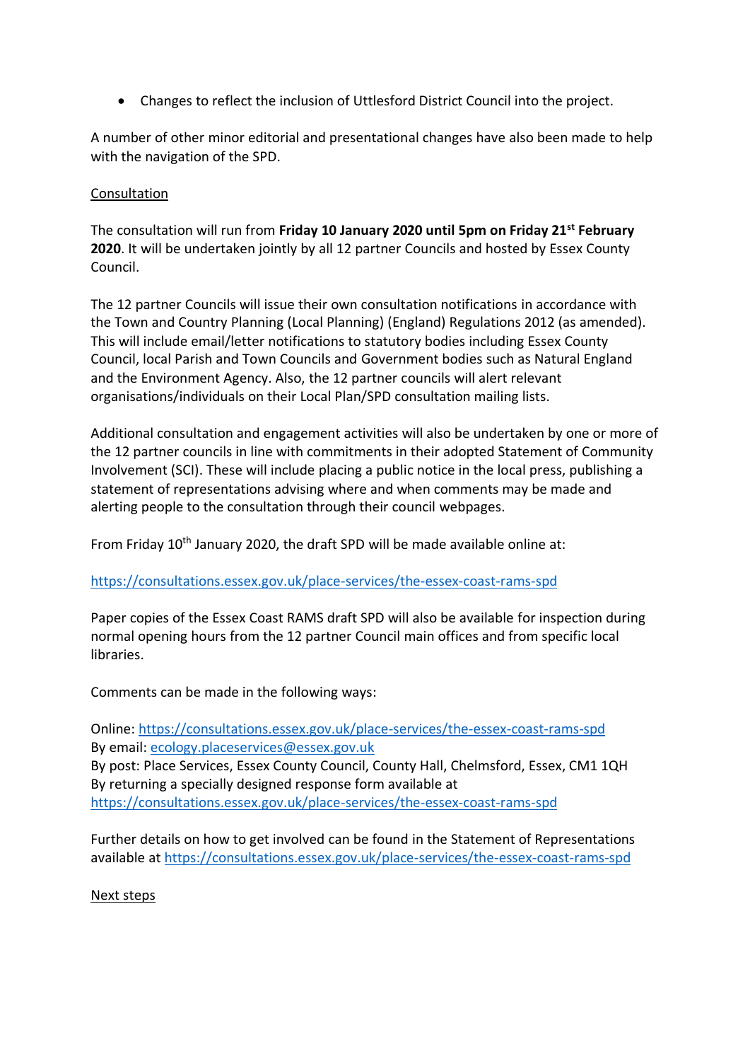- Changes to reflect the inclusion of Uttlesford District Council into the project.

A number of other minor editorial and presentational changes have also been made to help with the navigation of the SPD.

Consultation

The consultation will run from **Friday 10 January 2020 until 5pm on Friday 21st February 2020**. It will be undertaken jointly by all 12 partner Councils and hosted by Essex County Council.

The 12 partner Councils will issue their own consultation notifications in accordance with the Town and Country Planning (Local Planning) (England) Regulations 2012 (as amended). This will include email/letter notifications to statutory bodies including Essex County Council, local Parish and Town Councils and Government bodies such as Natural England and the Environment Agency. Also, the 12 partner councils will alert relevant organisations/individuals on their Local Plan/SPD consultation mailing lists.

Additional consultation and engagement activities will also be undertaken by one or more of the 12 partner councils in line with commitments in their adopted Statement of Community Involvement (SCI). These will include placing a public notice in the local press, publishing a statement of representations advising where and when comments may be made and alerting people to the consultation through their council webpages.

From Friday 10th January 2020, the draft SPD will be made available online at:

https://consultations.essex.gov.uk/place-services/the-essex-coast-rams-spd

Paper copies of the Essex Coast RAMS draft SPD will also be available for inspection during normal opening hours from the 12 partner Council main offices and from specific local libraries.

Comments can be made in the following ways:

Online: https://consultations.essex.gov.uk/place-services/the-essex-coast-rams-spd
By email: ecology.placeservices@essex.gov.uk
By post: Place Services, Essex County Council, County Hall, Chelmsford, Essex, CM1 1QH
By returning a specially designed response form available at https://consultations.essex.gov.uk/place-services/the-essex-coast-rams-spd

Further details on how to get involved can be found in the Statement of Representations available at https://consultations.essex.gov.uk/place-services/the-essex-coast-rams-spd

Next steps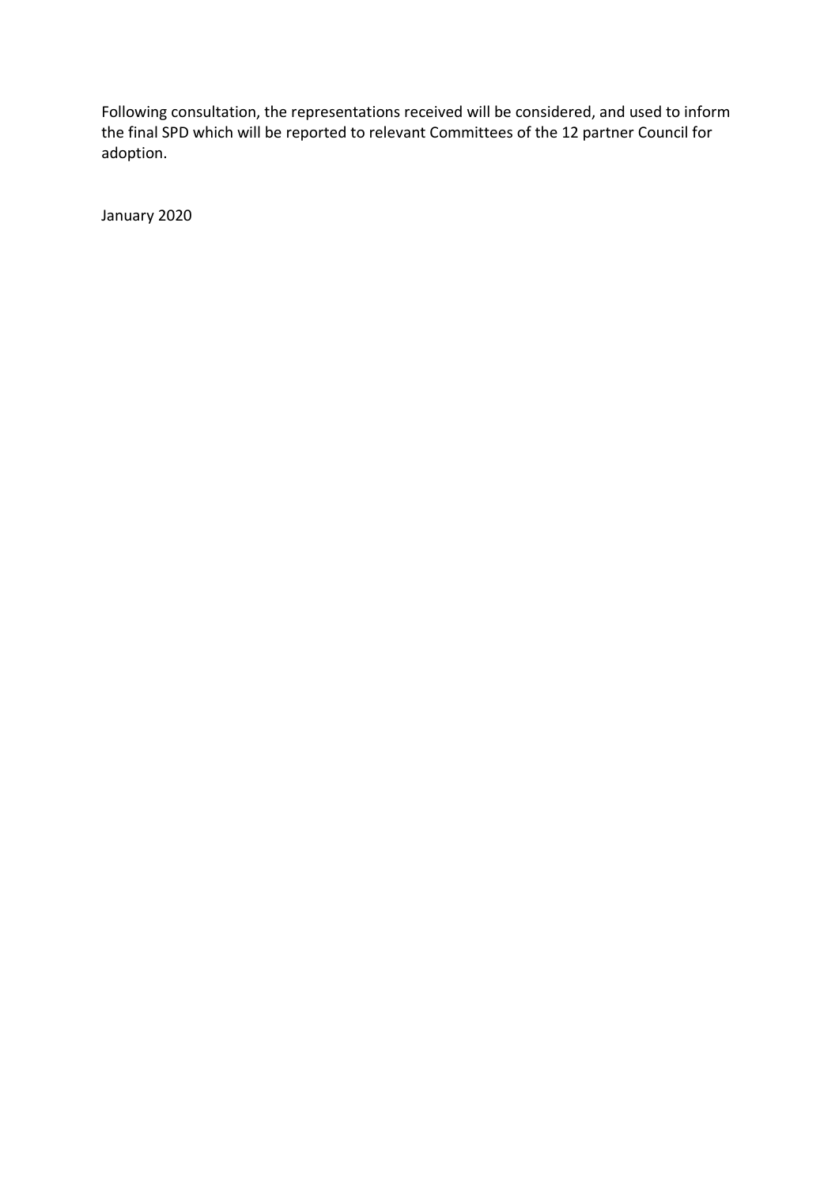Following consultation, the representations received will be considered, and used to inform the final SPD which will be reported to relevant Committees of the 12 partner Council for adoption.

January 2020